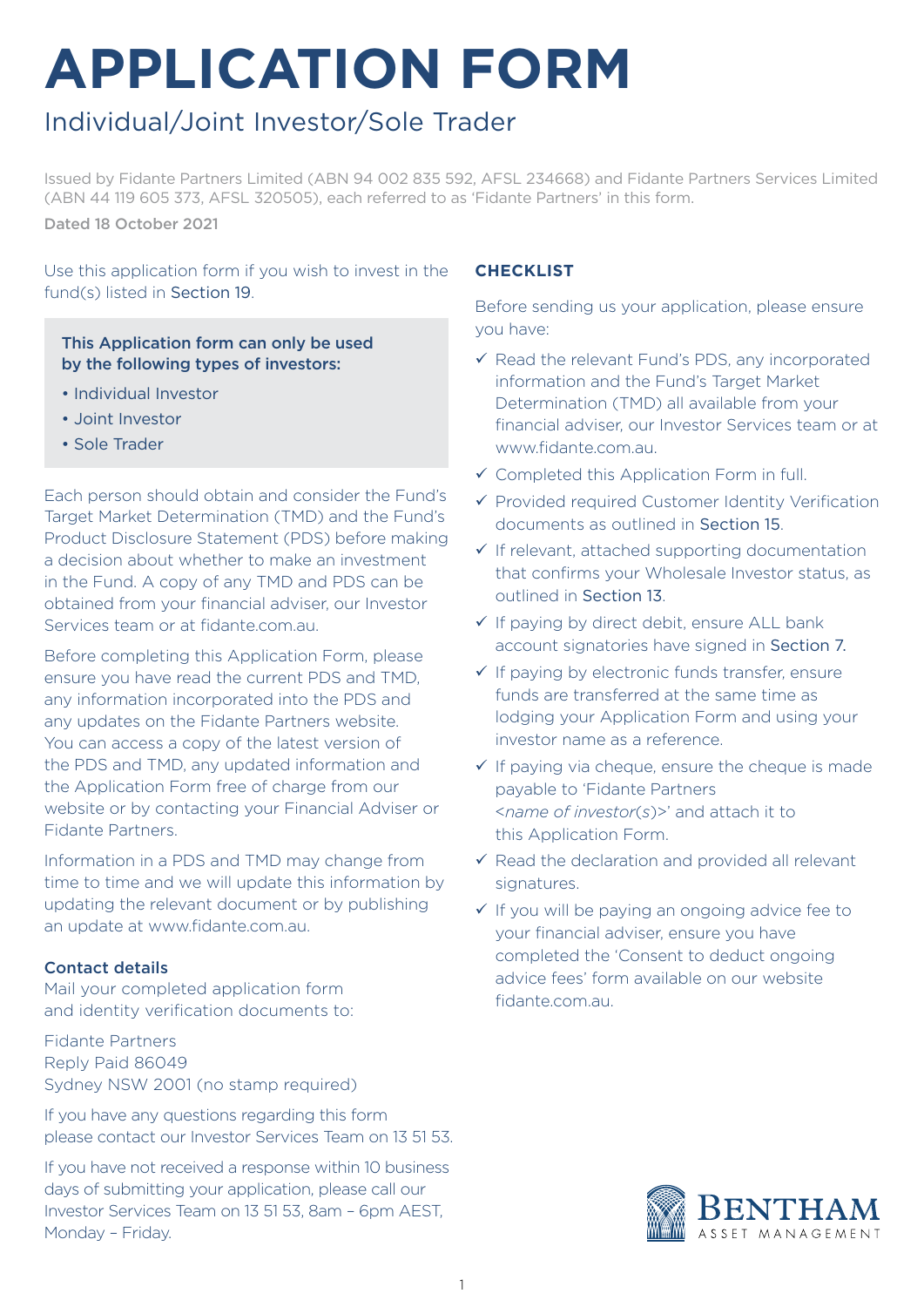# APPLICATION FORM

## Individual/Joint Investor/Sole Trader

Issued by Fidante Partners Limited (ABN 94 002 835 592, AFSL 234668) and Fidante Partners Services Limited (ABN 44 119 605 373, AFSL 320505), each referred to as 'Fidante Partners' in this form.

Dated 18 October 2021

Use this application form if you wish to invest in the fund(s) listed in Section 19.

**This Application form can only be used by the following types of investors:**

- Individual Investor
- Joint Investor
- Sole Trader

Each person should obtain and consider the Fund's Target Market Determination (TMD) and the Fund's Product Disclosure Statement (PDS) before making a decision about whether to make an investment in the Fund. A copy of any TMD and PDS can be obtained from your financial adviser, our Investor Services team or at fidante.com.au.

Before completing this Application Form, please ensure you have read the current PDS and TMD, any information incorporated into the PDS and any updates on the Fidante Partners website. You can access a copy of the latest version of the PDS and TMD, any updated information and the Application Form free of charge from our website or by contacting your Financial Adviser or Fidante Partners.

Information in a PDS and TMD may change from time to time and we will update this information by updating the relevant document or by publishing an update at www.fidante.com.au.

### Contact details

Mail your completed application form and identity verification documents to:

Fidante Partners
Reply Paid 86049
Sydney NSW 2001 (no stamp required)

If you have any questions regarding this form please contact our Investor Services Team on 13 51 53.

If you have not received a response within 10 business days of submitting your application, please call our Investor Services Team on 13 51 53, 8am – 6pm AEST, Monday – Friday.

### CHECKLIST

Before sending us your application, please ensure you have:

- ✓ Read the relevant Fund's PDS, any incorporated information and the Fund's Target Market Determination (TMD) all available from your financial adviser, our Investor Services team or at www.fidante.com.au.
- ✓ Completed this Application Form in full.
- ✓ Provided required Customer Identity Verification documents as outlined in Section 15.
- ✓ If relevant, attached supporting documentation that confirms your Wholesale Investor status, as outlined in Section 13.
- ✓ If paying by direct debit, ensure ALL bank account signatories have signed in Section 7.
- ✓ If paying by electronic funds transfer, ensure funds are transferred at the same time as lodging your Application Form and using your investor name as a reference.
- ✓ If paying via cheque, ensure the cheque is made payable to 'Fidante Partners <*name of investor(s)*>' and attach it to this Application Form.
- ✓ Read the declaration and provided all relevant signatures.
- ✓ If you will be paying an ongoing advice fee to your financial adviser, ensure you have completed the 'Consent to deduct ongoing advice fees' form available on our website fidante.com.au.

BENTHAM ASSET MANAGEMENT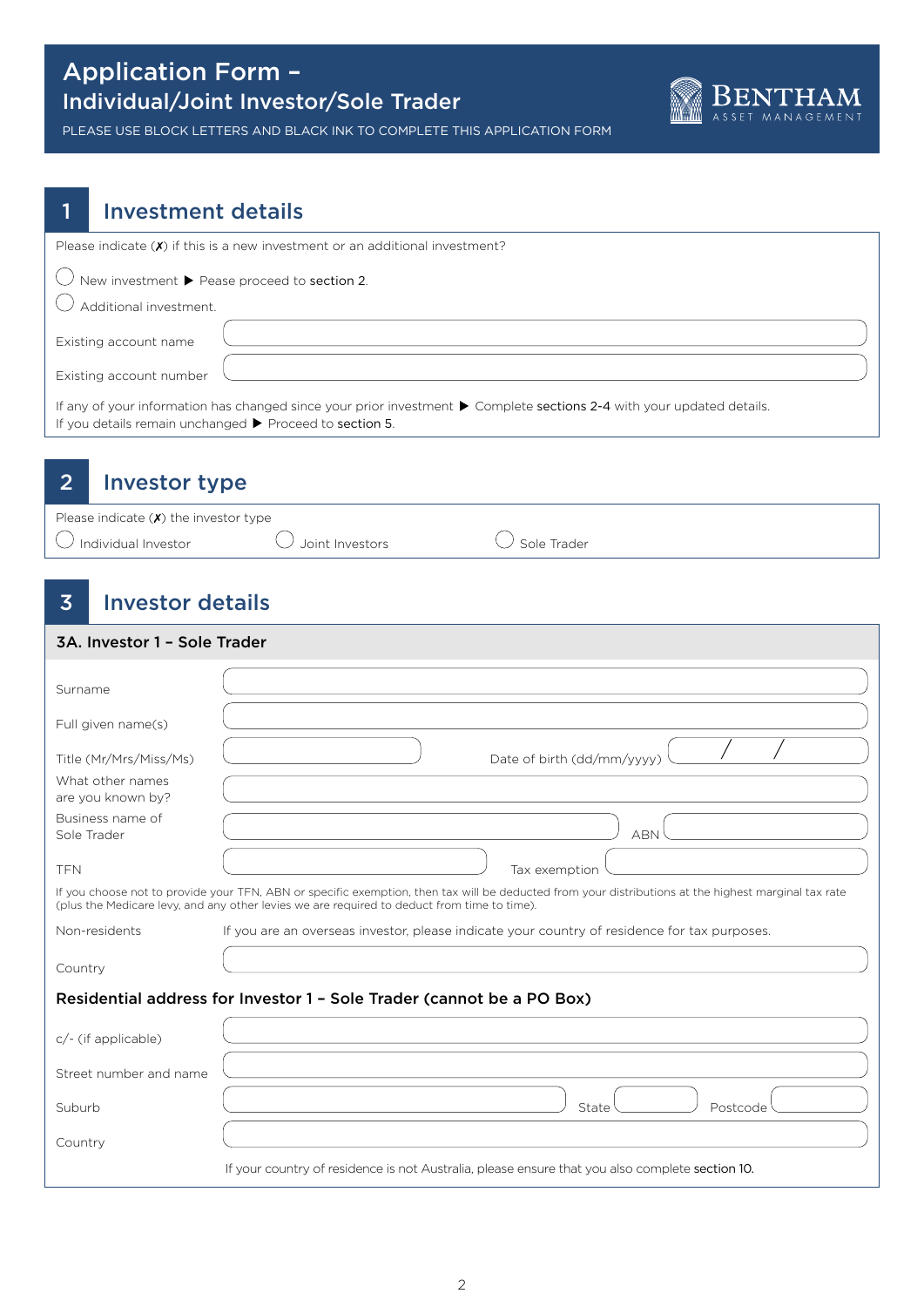# Application Form – Individual/Joint Investor/Sole Trader

PLEASE USE BLOCK LETTERS AND BLACK INK TO COMPLETE THIS APPLICATION FORM

BENTHAM ASSET MANAGEMENT

## 1 Investment details

Please indicate (✗) if this is a new investment or an additional investment?

◯ New investment ▶ Pease proceed to section 2.

◯ Additional investment.

Existing account name

Existing account number

If any of your information has changed since your prior investment ▶ Complete sections 2-4 with your updated details.
If you details remain unchanged ▶ Proceed to section 5.

## 2 Investor type

Please indicate (✗) the investor type

◯ Individual Investor ◯ Joint Investors ◯ Sole Trader

## 3 Investor details

### 3A. Investor 1 – Sole Trader

Surname

Full given name(s)

Title (Mr/Mrs/Miss/Ms) Date of birth (dd/mm/yyyy) / /

What other names are you known by?

Business name of Sole Trader ABN

TFN Tax exemption

If you choose not to provide your TFN, ABN or specific exemption, then tax will be deducted from your distributions at the highest marginal tax rate (plus the Medicare levy, and any other levies we are required to deduct from time to time).

Non-residents If you are an overseas investor, please indicate your country of residence for tax purposes.

Country

**Residential address for Investor 1 – Sole Trader (cannot be a PO Box)**

c/- (if applicable)

Street number and name

Suburb State Postcode

Country

If your country of residence is not Australia, please ensure that you also complete section 10.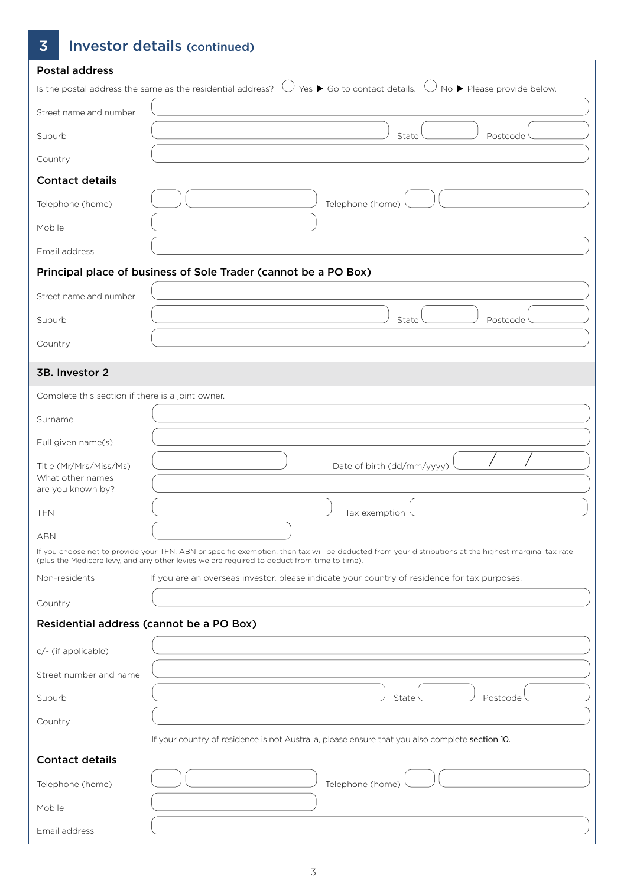## 3 Investor details (continued)

### Postal address

Is the postal address the same as the residential address? ◯ Yes ▶ Go to contact details. ◯ No ▶ Please provide below.

Street name and number

Suburb State Postcode

Country

### Contact details

Telephone (home) Telephone (home)

Mobile

Email address

### Principal place of business of Sole Trader (cannot be a PO Box)

Street name and number

Suburb State Postcode

Country

### 3B. Investor 2

Complete this section if there is a joint owner.

Surname

Full given name(s)

Title (Mr/Mrs/Miss/Ms) Date of birth (dd/mm/yyyy) / /

What other names are you known by?

TFN Tax exemption

ABN

If you choose not to provide your TFN, ABN or specific exemption, then tax will be deducted from your distributions at the highest marginal tax rate (plus the Medicare levy, and any other levies we are required to deduct from time to time).

Non-residents If you are an overseas investor, please indicate your country of residence for tax purposes.

Country

### Residential address (cannot be a PO Box)

c/- (if applicable)

Street number and name

Suburb State Postcode

Country

If your country of residence is not Australia, please ensure that you also complete section 10.

### Contact details

Telephone (home) Telephone (home)

Mobile

Email address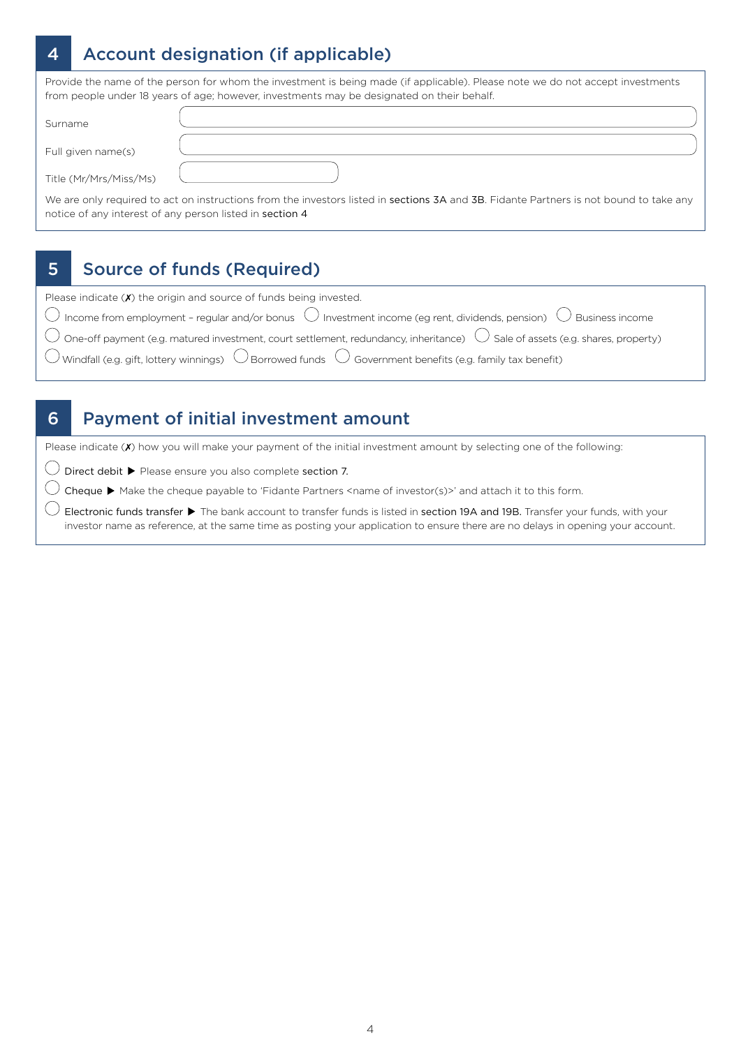## 4 Account designation (if applicable)

Provide the name of the person for whom the investment is being made (if applicable). Please note we do not accept investments from people under 18 years of age; however, investments may be designated on their behalf.

Surname

Full given name(s)

Title (Mr/Mrs/Miss/Ms)

We are only required to act on instructions from the investors listed in sections 3A and 3B. Fidante Partners is not bound to take any notice of any interest of any person listed in section 4

## 5 Source of funds (Required)

Please indicate (✗) the origin and source of funds being invested.

- ◯ Income from employment – regular and/or bonus
- ◯ Investment income (eg rent, dividends, pension)
- ◯ Business income
- ◯ One-off payment (e.g. matured investment, court settlement, redundancy, inheritance)
- ◯ Sale of assets (e.g. shares, property)
- ◯ Windfall (e.g. gift, lottery winnings)
- ◯ Borrowed funds
- ◯ Government benefits (e.g. family tax benefit)

## 6 Payment of initial investment amount

Please indicate (✗) how you will make your payment of the initial investment amount by selecting one of the following:

- ◯ Direct debit ▶ Please ensure you also complete section 7.
- ◯ Cheque ▶ Make the cheque payable to 'Fidante Partners <name of investor(s)>' and attach it to this form.
- ◯ Electronic funds transfer ▶ The bank account to transfer funds is listed in section 19A and 19B. Transfer your funds, with your investor name as reference, at the same time as posting your application to ensure there are no delays in opening your account.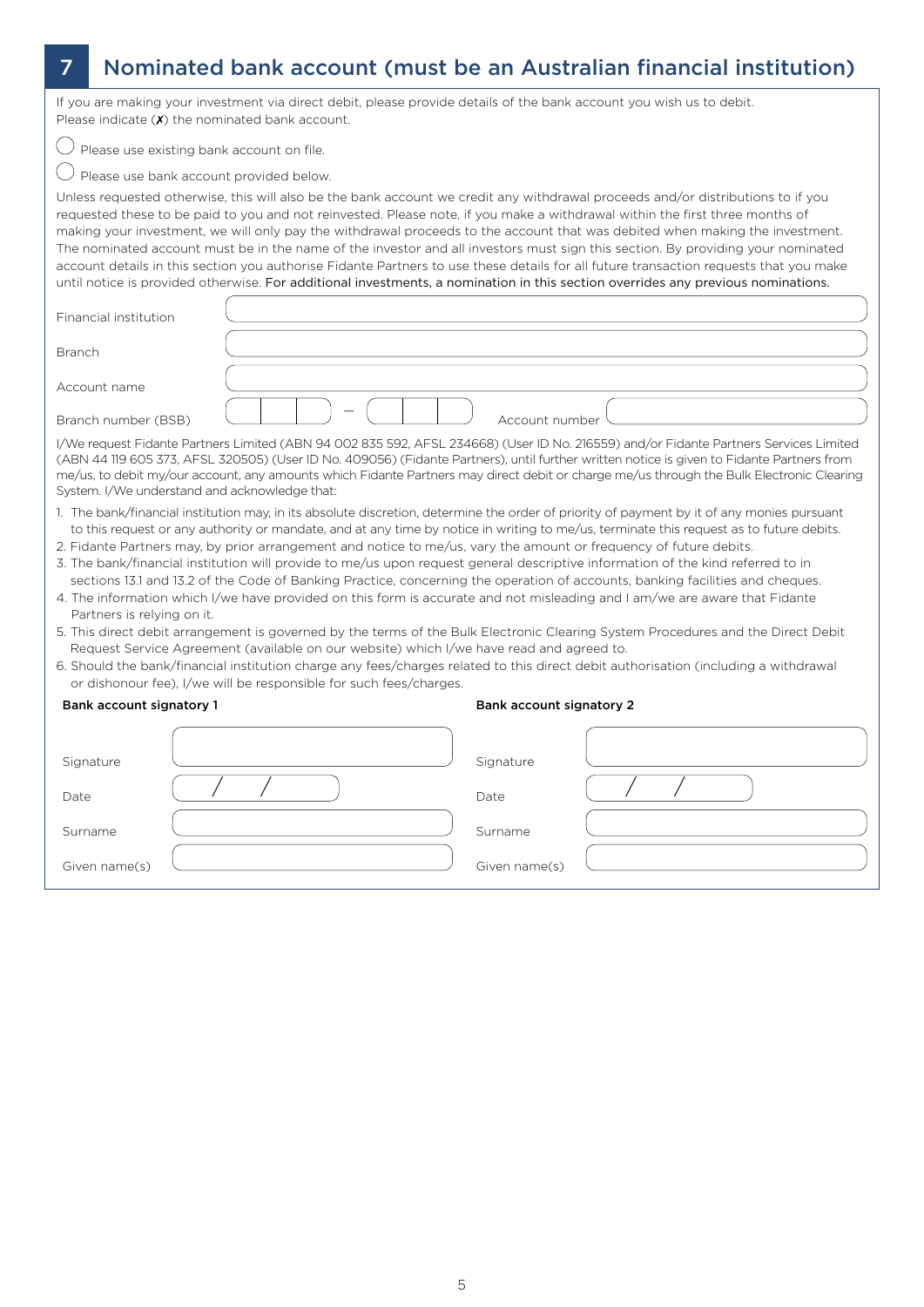## 7 Nominated bank account (must be an Australian financial institution)

If you are making your investment via direct debit, please provide details of the bank account you wish us to debit. Please indicate (✗) the nominated bank account.

◯ Please use existing bank account on file.

◯ Please use bank account provided below.

Unless requested otherwise, this will also be the bank account we credit any withdrawal proceeds and/or distributions to if you requested these to be paid to you and not reinvested. Please note, if you make a withdrawal within the first three months of making your investment, we will only pay the withdrawal proceeds to the account that was debited when making the investment. The nominated account must be in the name of the investor and all investors must sign this section. By providing your nominated account details in this section you authorise Fidante Partners to use these details for all future transaction requests that you make until notice is provided otherwise. For additional investments, a nomination in this section overrides any previous nominations.

Financial institution

Branch

Account name

Branch number (BSB) ___ – ___ Account number

I/We request Fidante Partners Limited (ABN 94 002 835 592, AFSL 234668) (User ID No. 216559) and/or Fidante Partners Services Limited (ABN 44 119 605 373, AFSL 320505) (User ID No. 409056) (Fidante Partners), until further written notice is given to Fidante Partners from me/us, to debit my/our account, any amounts which Fidante Partners may direct debit or charge me/us through the Bulk Electronic Clearing System. I/We understand and acknowledge that:

1. The bank/financial institution may, in its absolute discretion, determine the order of priority of payment by it of any monies pursuant to this request or any authority or mandate, and at any time by notice in writing to me/us, terminate this request as to future debits.
2. Fidante Partners may, by prior arrangement and notice to me/us, vary the amount or frequency of future debits.
3. The bank/financial institution will provide to me/us upon request general descriptive information of the kind referred to in sections 13.1 and 13.2 of the Code of Banking Practice, concerning the operation of accounts, banking facilities and cheques.
4. The information which I/we have provided on this form is accurate and not misleading and I am/we are aware that Fidante Partners is relying on it.
5. This direct debit arrangement is governed by the terms of the Bulk Electronic Clearing System Procedures and the Direct Debit Request Service Agreement (available on our website) which I/we have read and agreed to.
6. Should the bank/financial institution charge any fees/charges related to this direct debit authorisation (including a withdrawal or dishonour fee), I/we will be responsible for such fees/charges.

**Bank account signatory 1**

Signature

Date / /

Surname

Given name(s)

**Bank account signatory 2**

Signature

Date / /

Surname

Given name(s)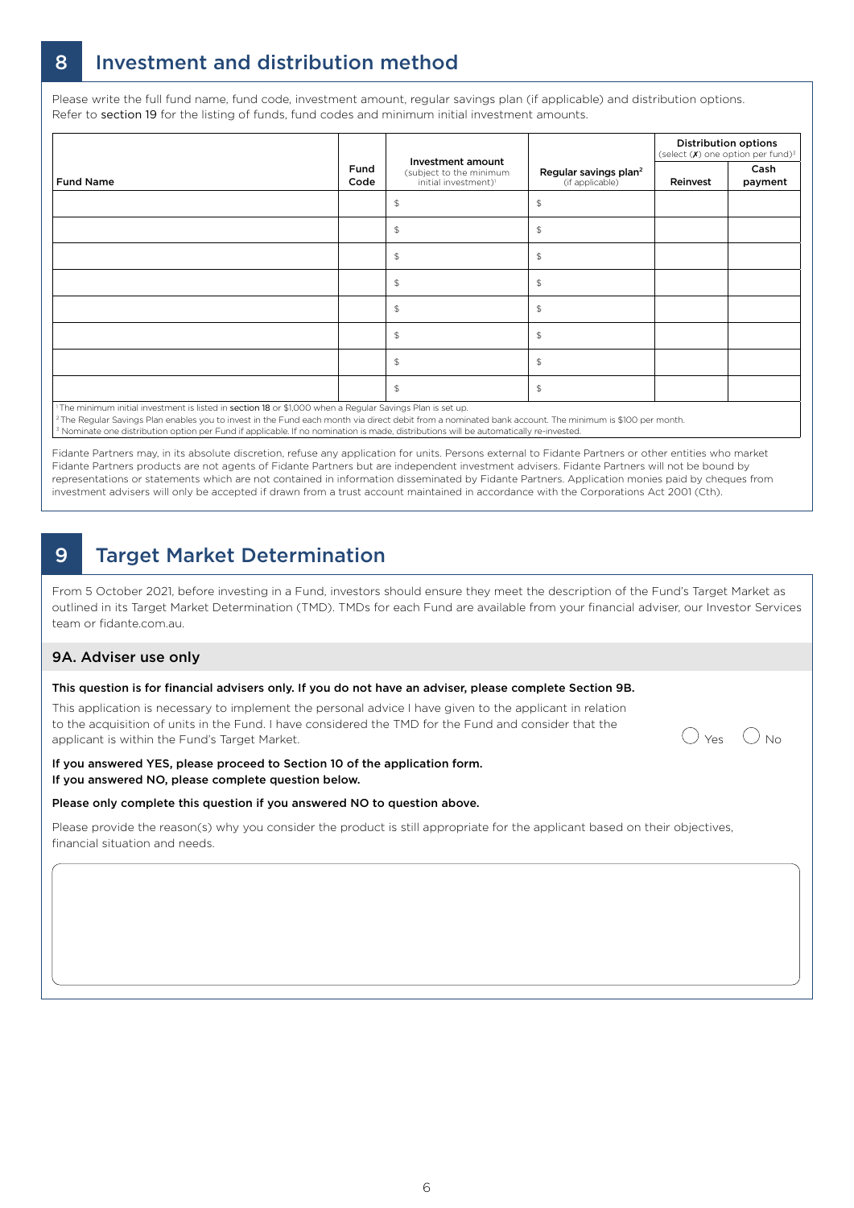## 8 Investment and distribution method

Please write the full fund name, fund code, investment amount, regular savings plan (if applicable) and distribution options. Refer to section 19 for the listing of funds, fund codes and minimum initial investment amounts.

| Fund Name | Fund Code | Investment amount (subject to the minimum initial investment)[1] | Regular savings plan[2] (if applicable) | Distribution options (select (✗) one option per fund)[3] | |
|---|---|---|---|---|---|
| | | | | Reinvest | Cash payment |
| | | $ | $ | | |
| | | $ | $ | | |
| | | $ | $ | | |
| | | $ | $ | | |
| | | $ | $ | | |
| | | $ | $ | | |
| | | $ | $ | | |
| | | $ | $ | | |

[1] The minimum initial investment is listed in section 18 or $1,000 when a Regular Savings Plan is set up.
[2] The Regular Savings Plan enables you to invest in the Fund each month via direct debit from a nominated bank account. The minimum is $100 per month.
[3] Nominate one distribution option per Fund if applicable. If no nomination is made, distributions will be automatically re-invested.

Fidante Partners may, in its absolute discretion, refuse any application for units. Persons external to Fidante Partners or other entities who market Fidante Partners products are not agents of Fidante Partners but are independent investment advisers. Fidante Partners will not be bound by representations or statements which are not contained in information disseminated by Fidante Partners. Application monies paid by cheques from investment advisers will only be accepted if drawn from a trust account maintained in accordance with the Corporations Act 2001 (Cth).

## 9 Target Market Determination

From 5 October 2021, before investing in a Fund, investors should ensure they meet the description of the Fund's Target Market as outlined in its Target Market Determination (TMD). TMDs for each Fund are available from your financial adviser, our Investor Services team or fidante.com.au.

### 9A. Adviser use only

**This question is for financial advisers only. If you do not have an adviser, please complete Section 9B.**

This application is necessary to implement the personal advice I have given to the applicant in relation to the acquisition of units in the Fund. I have considered the TMD for the Fund and consider that the applicant is within the Fund's Target Market.

◯ Yes ◯ No

**If you answered YES, please proceed to Section 10 of the application form.**
**If you answered NO, please complete question below.**

**Please only complete this question if you answered NO to question above.**

Please provide the reason(s) why you consider the product is still appropriate for the applicant based on their objectives, financial situation and needs.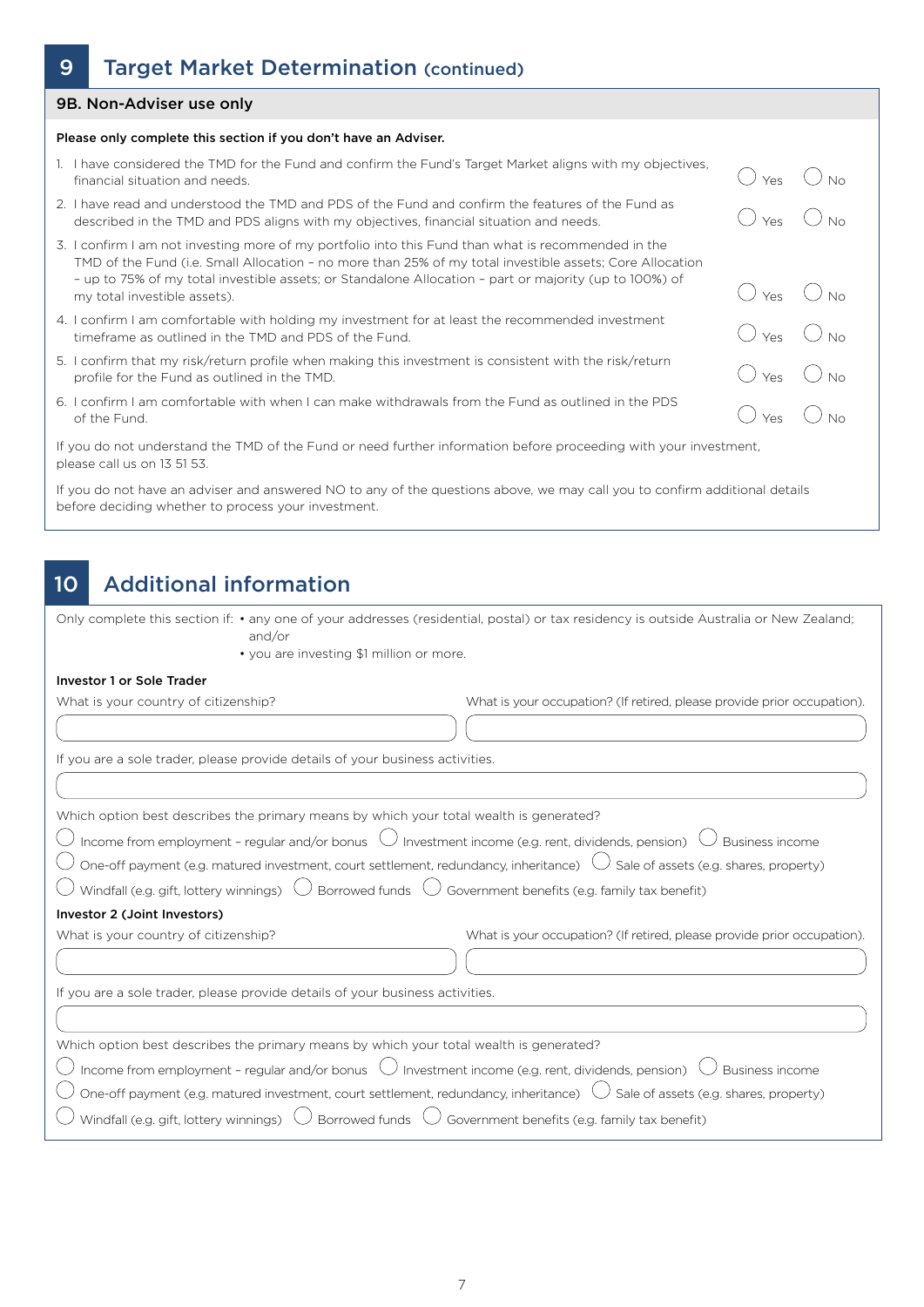## 9 Target Market Determination (continued)

### 9B. Non-Adviser use only

**Please only complete this section if you don't have an Adviser.**

1. I have considered the TMD for the Fund and confirm the Fund's Target Market aligns with my objectives, financial situation and needs. ◯ Yes ◯ No
2. I have read and understood the TMD and PDS of the Fund and confirm the features of the Fund as described in the TMD and PDS aligns with my objectives, financial situation and needs. ◯ Yes ◯ No
3. I confirm I am not investing more of my portfolio into this Fund than what is recommended in the TMD of the Fund (i.e. Small Allocation – no more than 25% of my total investible assets; Core Allocation – up to 75% of my total investible assets; or Standalone Allocation – part or majority (up to 100%) of my total investible assets). ◯ Yes ◯ No
4. I confirm I am comfortable with holding my investment for at least the recommended investment timeframe as outlined in the TMD and PDS of the Fund. ◯ Yes ◯ No
5. I confirm that my risk/return profile when making this investment is consistent with the risk/return profile for the Fund as outlined in the TMD. ◯ Yes ◯ No
6. I confirm I am comfortable with when I can make withdrawals from the Fund as outlined in the PDS of the Fund. ◯ Yes ◯ No

If you do not understand the TMD of the Fund or need further information before proceeding with your investment, please call us on 13 51 53.

If you do not have an adviser and answered NO to any of the questions above, we may call you to confirm additional details before deciding whether to process your investment.

## 10 Additional information

Only complete this section if:
- any one of your addresses (residential, postal) or tax residency is outside Australia or New Zealand; and/or
- you are investing $1 million or more.

**Investor 1 or Sole Trader**

What is your country of citizenship?

What is your occupation? (If retired, please provide prior occupation).

If you are a sole trader, please provide details of your business activities.

Which option best describes the primary means by which your total wealth is generated?

◯ Income from employment – regular and/or bonus ◯ Investment income (e.g. rent, dividends, pension) ◯ Business income
◯ One-off payment (e.g. matured investment, court settlement, redundancy, inheritance) ◯ Sale of assets (e.g. shares, property)
◯ Windfall (e.g. gift, lottery winnings) ◯ Borrowed funds ◯ Government benefits (e.g. family tax benefit)

**Investor 2 (Joint Investors)**

What is your country of citizenship?

What is your occupation? (If retired, please provide prior occupation).

If you are a sole trader, please provide details of your business activities.

Which option best describes the primary means by which your total wealth is generated?

◯ Income from employment – regular and/or bonus ◯ Investment income (e.g. rent, dividends, pension) ◯ Business income
◯ One-off payment (e.g. matured investment, court settlement, redundancy, inheritance) ◯ Sale of assets (e.g. shares, property)
◯ Windfall (e.g. gift, lottery winnings) ◯ Borrowed funds ◯ Government benefits (e.g. family tax benefit)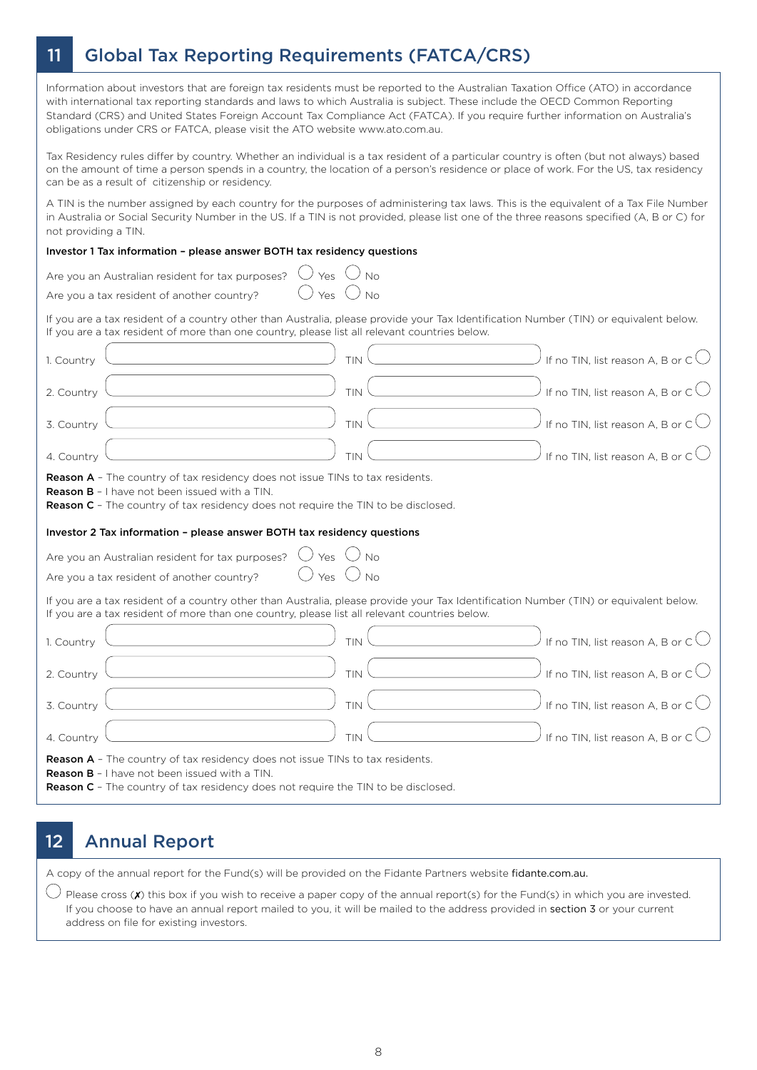## 11 Global Tax Reporting Requirements (FATCA/CRS)

Information about investors that are foreign tax residents must be reported to the Australian Taxation Office (ATO) in accordance with international tax reporting standards and laws to which Australia is subject. These include the OECD Common Reporting Standard (CRS) and United States Foreign Account Tax Compliance Act (FATCA). If you require further information on Australia's obligations under CRS or FATCA, please visit the ATO website www.ato.com.au.

Tax Residency rules differ by country. Whether an individual is a tax resident of a particular country is often (but not always) based on the amount of time a person spends in a country, the location of a person's residence or place of work. For the US, tax residency can be as a result of citizenship or residency.

A TIN is the number assigned by each country for the purposes of administering tax laws. This is the equivalent of a Tax File Number in Australia or Social Security Number in the US. If a TIN is not provided, please list one of the three reasons specified (A, B or C) for not providing a TIN.

**Investor 1 Tax information – please answer BOTH tax residency questions**

Are you an Australian resident for tax purposes? ◯ Yes ◯ No

Are you a tax resident of another country? ◯ Yes ◯ No

If you are a tax resident of a country other than Australia, please provide your Tax Identification Number (TIN) or equivalent below. If you are a tax resident of more than one country, please list all relevant countries below.

| | Country | TIN | If no TIN, list reason A, B or C |
|---|---|---|---|
| 1. | | | ◯ |
| 2. | | | ◯ |
| 3. | | | ◯ |
| 4. | | | ◯ |

**Reason A** – The country of tax residency does not issue TINs to tax residents.
**Reason B** – I have not been issued with a TIN.
**Reason C** – The country of tax residency does not require the TIN to be disclosed.

**Investor 2 Tax information – please answer BOTH tax residency questions**

Are you an Australian resident for tax purposes? ◯ Yes ◯ No

Are you a tax resident of another country? ◯ Yes ◯ No

If you are a tax resident of a country other than Australia, please provide your Tax Identification Number (TIN) or equivalent below. If you are a tax resident of more than one country, please list all relevant countries below.

| | Country | TIN | If no TIN, list reason A, B or C |
|---|---|---|---|
| 1. | | | ◯ |
| 2. | | | ◯ |
| 3. | | | ◯ |
| 4. | | | ◯ |

**Reason A** – The country of tax residency does not issue TINs to tax residents.
**Reason B** – I have not been issued with a TIN.
**Reason C** – The country of tax residency does not require the TIN to be disclosed.

## 12 Annual Report

A copy of the annual report for the Fund(s) will be provided on the Fidante Partners website fidante.com.au.

◯ Please cross (✗) this box if you wish to receive a paper copy of the annual report(s) for the Fund(s) in which you are invested. If you choose to have an annual report mailed to you, it will be mailed to the address provided in section 3 or your current address on file for existing investors.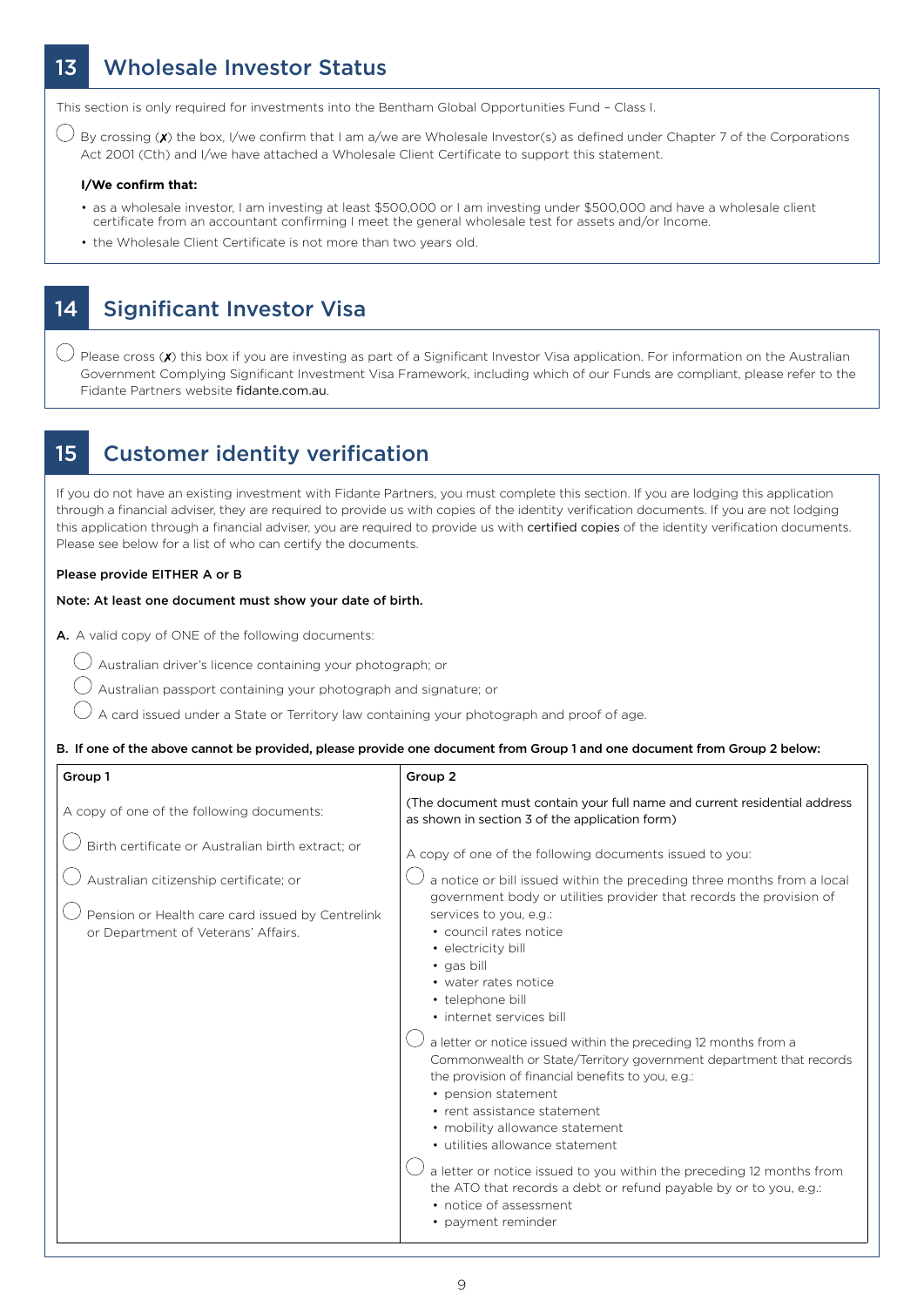## 13 Wholesale Investor Status

This section is only required for investments into the Bentham Global Opportunities Fund – Class I.

◯ By crossing (✗) the box, I/we confirm that I am a/we are Wholesale Investor(s) as defined under Chapter 7 of the Corporations Act 2001 (Cth) and I/we have attached a Wholesale Client Certificate to support this statement.

**I/We confirm that:**

- as a wholesale investor, I am investing at least $500,000 or I am investing under $500,000 and have a wholesale client certificate from an accountant confirming I meet the general wholesale test for assets and/or Income.
- the Wholesale Client Certificate is not more than two years old.

## 14 Significant Investor Visa

◯ Please cross (✗) this box if you are investing as part of a Significant Investor Visa application. For information on the Australian Government Complying Significant Investment Visa Framework, including which of our Funds are compliant, please refer to the Fidante Partners website fidante.com.au.

## 15 Customer identity verification

If you do not have an existing investment with Fidante Partners, you must complete this section. If you are lodging this application through a financial adviser, they are required to provide us with copies of the identity verification documents. If you are not lodging this application through a financial adviser, you are required to provide us with certified copies of the identity verification documents. Please see below for a list of who can certify the documents.

**Please provide EITHER A or B**

**Note: At least one document must show your date of birth.**

**A.** A valid copy of ONE of the following documents:

◯ Australian driver's licence containing your photograph; or

◯ Australian passport containing your photograph and signature; or

◯ A card issued under a State or Territory law containing your photograph and proof of age.

**B. If one of the above cannot be provided, please provide one document from Group 1 and one document from Group 2 below:**

| Group 1 | Group 2 |
|---|---|
| A copy of one of the following documents:<br><br>◯ Birth certificate or Australian birth extract; or<br><br>◯ Australian citizenship certificate; or<br><br>◯ Pension or Health care card issued by Centrelink or Department of Veterans' Affairs. | (The document must contain your full name and current residential address as shown in section 3 of the application form)<br><br>A copy of one of the following documents issued to you:<br><br>◯ a notice or bill issued within the preceding three months from a local government body or utilities provider that records the provision of services to you, e.g.:<br>• council rates notice<br>• electricity bill<br>• gas bill<br>• water rates notice<br>• telephone bill<br>• internet services bill<br><br>◯ a letter or notice issued within the preceding 12 months from a Commonwealth or State/Territory government department that records the provision of financial benefits to you, e.g.:<br>• pension statement<br>• rent assistance statement<br>• mobility allowance statement<br>• utilities allowance statement<br><br>◯ a letter or notice issued to you within the preceding 12 months from the ATO that records a debt or refund payable by or to you, e.g.:<br>• notice of assessment<br>• payment reminder |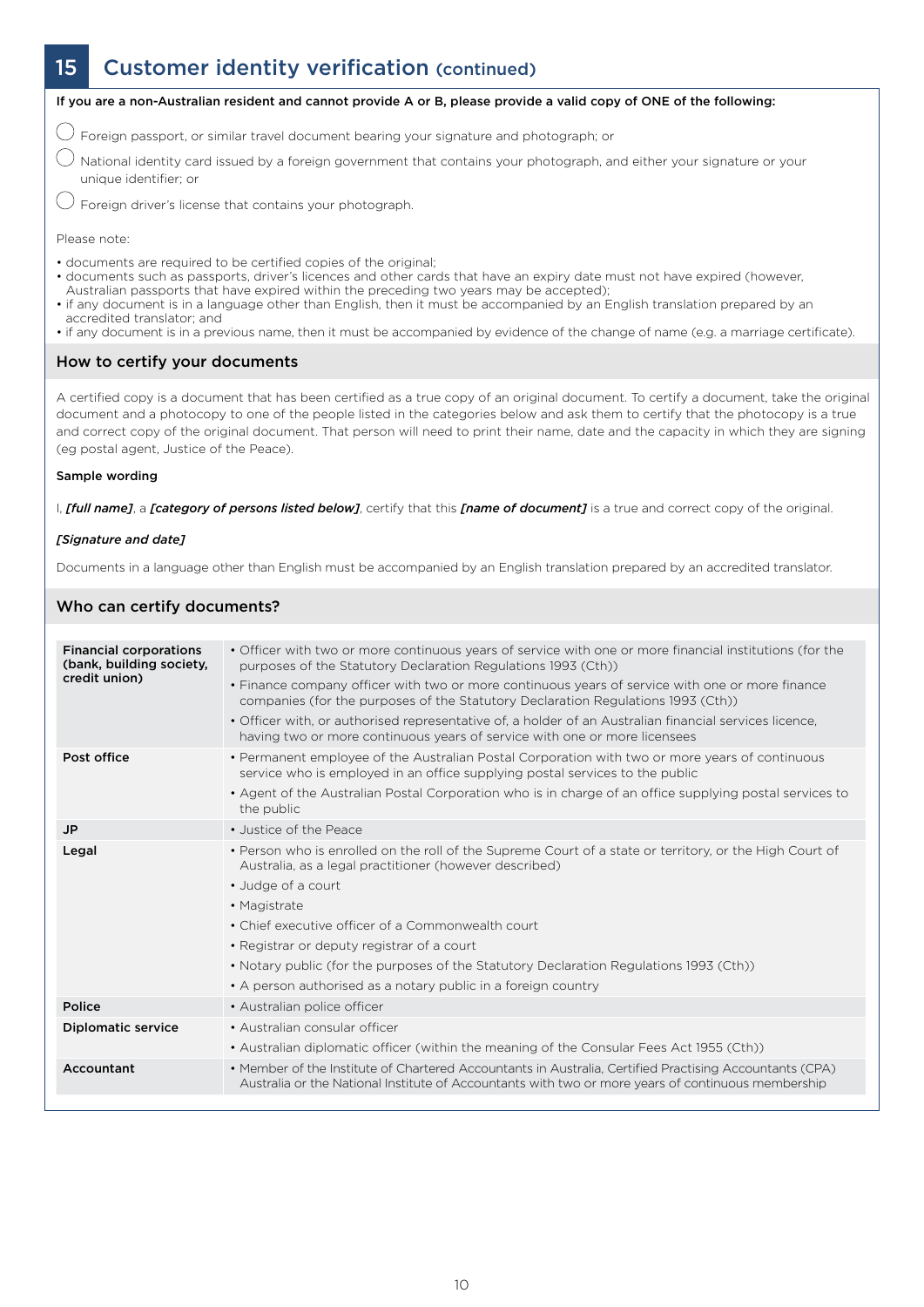# 15 Customer identity verification (continued)

**If you are a non-Australian resident and cannot provide A or B, please provide a valid copy of ONE of the following:**

- ◯ Foreign passport, or similar travel document bearing your signature and photograph; or
- ◯ National identity card issued by a foreign government that contains your photograph, and either your signature or your unique identifier; or
- ◯ Foreign driver's license that contains your photograph.

Please note:

- documents are required to be certified copies of the original;
- documents such as passports, driver's licences and other cards that have an expiry date must not have expired (however, Australian passports that have expired within the preceding two years may be accepted);
- if any document is in a language other than English, then it must be accompanied by an English translation prepared by an accredited translator; and
- if any document is in a previous name, then it must be accompanied by evidence of the change of name (e.g. a marriage certificate).

## How to certify your documents

A certified copy is a document that has been certified as a true copy of an original document. To certify a document, take the original document and a photocopy to one of the people listed in the categories below and ask them to certify that the photocopy is a true and correct copy of the original document. That person will need to print their name, date and the capacity in which they are signing (eg postal agent, Justice of the Peace).

**Sample wording**

I, ***[full name]***, a ***[category of persons listed below]***, certify that this ***[name of document]*** is a true and correct copy of the original.

***[Signature and date]***

Documents in a language other than English must be accompanied by an English translation prepared by an accredited translator.

## Who can certify documents?

| | |
|---|---|
| **Financial corporations (bank, building society, credit union)** | • Officer with two or more continuous years of service with one or more financial institutions (for the purposes of the Statutory Declaration Regulations 1993 (Cth))<br>• Finance company officer with two or more continuous years of service with one or more finance companies (for the purposes of the Statutory Declaration Regulations 1993 (Cth))<br>• Officer with, or authorised representative of, a holder of an Australian financial services licence, having two or more continuous years of service with one or more licensees |
| **Post office** | • Permanent employee of the Australian Postal Corporation with two or more years of continuous service who is employed in an office supplying postal services to the public<br>• Agent of the Australian Postal Corporation who is in charge of an office supplying postal services to the public |
| **JP** | • Justice of the Peace |
| **Legal** | • Person who is enrolled on the roll of the Supreme Court of a state or territory, or the High Court of Australia, as a legal practitioner (however described)<br>• Judge of a court<br>• Magistrate<br>• Chief executive officer of a Commonwealth court<br>• Registrar or deputy registrar of a court<br>• Notary public (for the purposes of the Statutory Declaration Regulations 1993 (Cth))<br>• A person authorised as a notary public in a foreign country |
| **Police** | • Australian police officer |
| **Diplomatic service** | • Australian consular officer<br>• Australian diplomatic officer (within the meaning of the Consular Fees Act 1955 (Cth)) |
| **Accountant** | • Member of the Institute of Chartered Accountants in Australia, Certified Practising Accountants (CPA) Australia or the National Institute of Accountants with two or more years of continuous membership |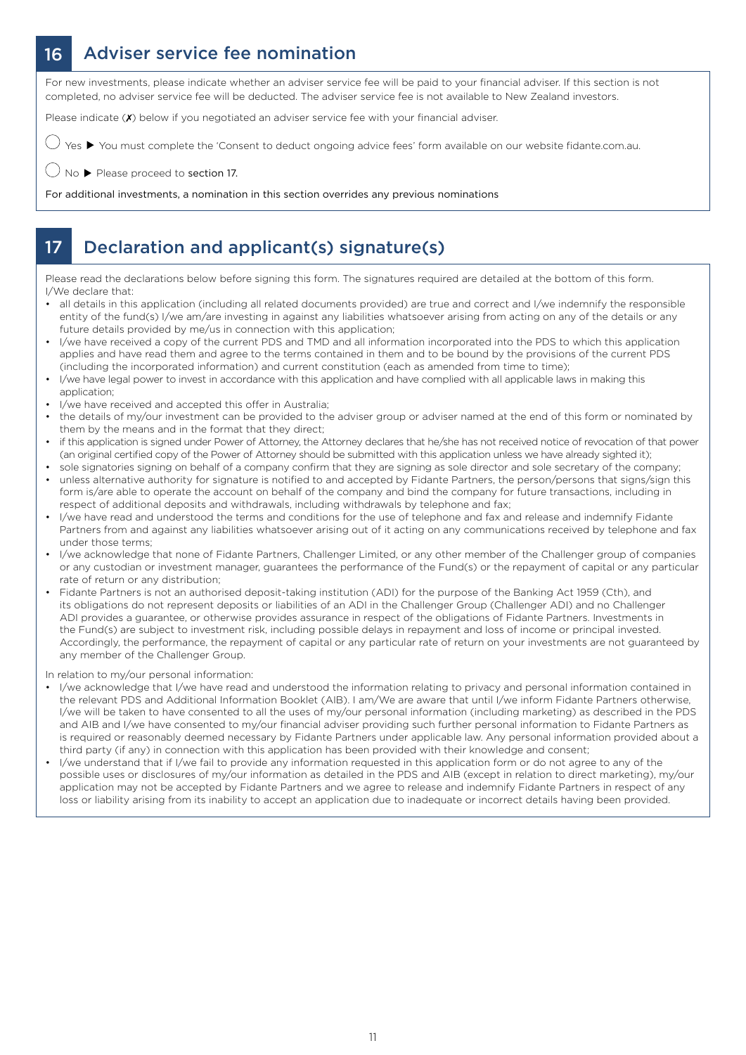## 16 Adviser service fee nomination

For new investments, please indicate whether an adviser service fee will be paid to your financial adviser. If this section is not completed, no adviser service fee will be deducted. The adviser service fee is not available to New Zealand investors.

Please indicate (✗) below if you negotiated an adviser service fee with your financial adviser.

◯ Yes ▶ You must complete the 'Consent to deduct ongoing advice fees' form available on our website fidante.com.au.

◯ No ▶ Please proceed to section 17.

For additional investments, a nomination in this section overrides any previous nominations

## 17 Declaration and applicant(s) signature(s)

Please read the declarations below before signing this form. The signatures required are detailed at the bottom of this form.
I/We declare that:

- all details in this application (including all related documents provided) are true and correct and I/we indemnify the responsible entity of the fund(s) I/we am/are investing in against any liabilities whatsoever arising from acting on any of the details or any future details provided by me/us in connection with this application;
- I/we have received a copy of the current PDS and TMD and all information incorporated into the PDS to which this application applies and have read them and agree to the terms contained in them and to be bound by the provisions of the current PDS (including the incorporated information) and current constitution (each as amended from time to time);
- I/we have legal power to invest in accordance with this application and have complied with all applicable laws in making this application;
- I/we have received and accepted this offer in Australia;
- the details of my/our investment can be provided to the adviser group or adviser named at the end of this form or nominated by them by the means and in the format that they direct;
- if this application is signed under Power of Attorney, the Attorney declares that he/she has not received notice of revocation of that power (an original certified copy of the Power of Attorney should be submitted with this application unless we have already sighted it);
- sole signatories signing on behalf of a company confirm that they are signing as sole director and sole secretary of the company;
- unless alternative authority for signature is notified to and accepted by Fidante Partners, the person/persons that signs/sign this form is/are able to operate the account on behalf of the company and bind the company for future transactions, including in respect of additional deposits and withdrawals, including withdrawals by telephone and fax;
- I/we have read and understood the terms and conditions for the use of telephone and fax and release and indemnify Fidante Partners from and against any liabilities whatsoever arising out of it acting on any communications received by telephone and fax under those terms;
- I/we acknowledge that none of Fidante Partners, Challenger Limited, or any other member of the Challenger group of companies or any custodian or investment manager, guarantees the performance of the Fund(s) or the repayment of capital or any particular rate of return or any distribution;
- Fidante Partners is not an authorised deposit-taking institution (ADI) for the purpose of the Banking Act 1959 (Cth), and its obligations do not represent deposits or liabilities of an ADI in the Challenger Group (Challenger ADI) and no Challenger ADI provides a guarantee, or otherwise provides assurance in respect of the obligations of Fidante Partners. Investments in the Fund(s) are subject to investment risk, including possible delays in repayment and loss of income or principal invested. Accordingly, the performance, the repayment of capital or any particular rate of return on your investments are not guaranteed by any member of the Challenger Group.

In relation to my/our personal information:

- I/we acknowledge that I/we have read and understood the information relating to privacy and personal information contained in the relevant PDS and Additional Information Booklet (AIB). I am/We are aware that until I/we inform Fidante Partners otherwise, I/we will be taken to have consented to all the uses of my/our personal information (including marketing) as described in the PDS and AIB and I/we have consented to my/our financial adviser providing such further personal information to Fidante Partners as is required or reasonably deemed necessary by Fidante Partners under applicable law. Any personal information provided about a third party (if any) in connection with this application has been provided with their knowledge and consent;
- I/we understand that if I/we fail to provide any information requested in this application form or do not agree to any of the possible uses or disclosures of my/our information as detailed in the PDS and AIB (except in relation to direct marketing), my/our application may not be accepted by Fidante Partners and we agree to release and indemnify Fidante Partners in respect of any loss or liability arising from its inability to accept an application due to inadequate or incorrect details having been provided.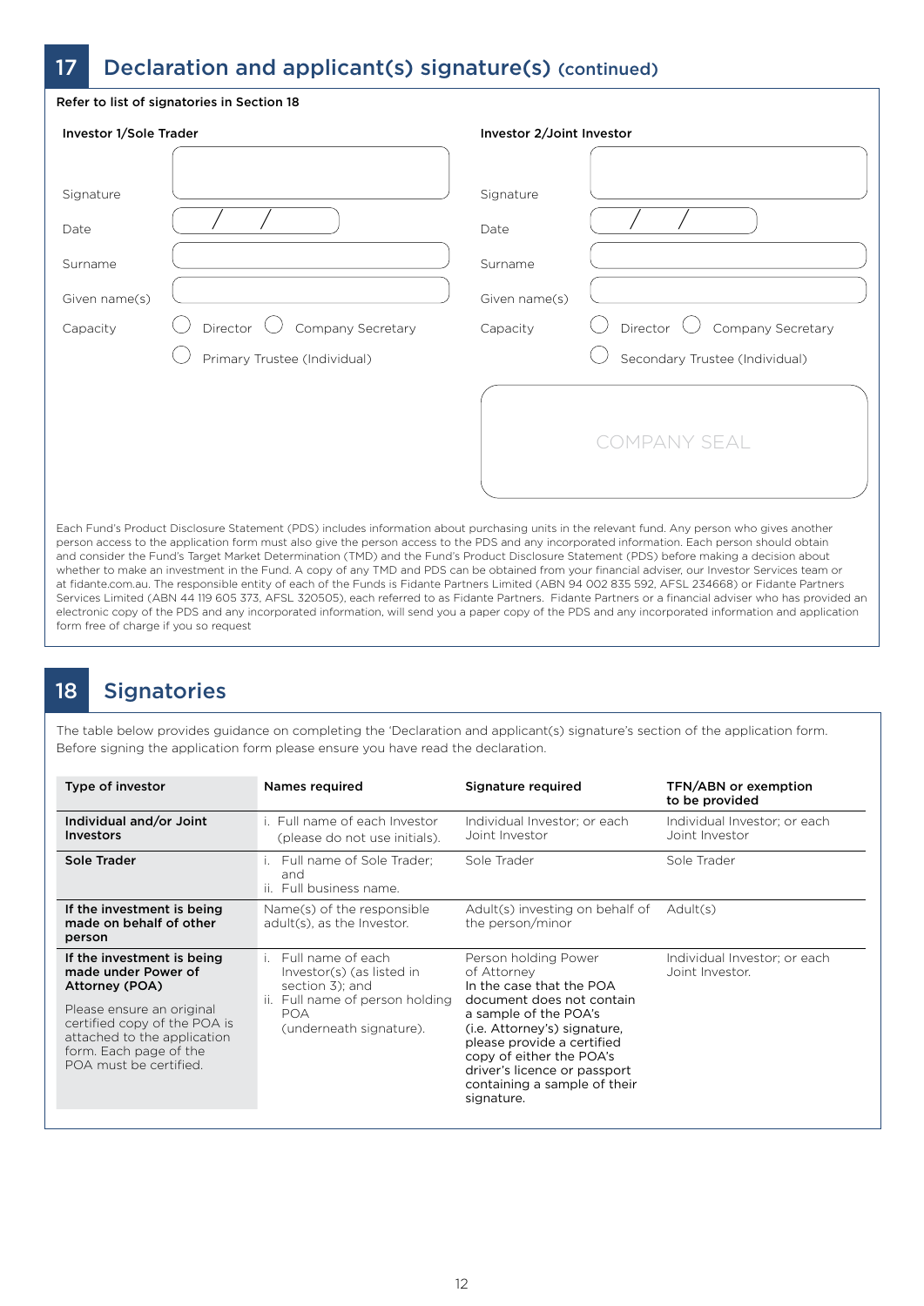## 17 Declaration and applicant(s) signature(s) (continued)

**Refer to list of signatories in Section 18**

**Investor 1/Sole Trader**

Signature

Date  /  /

Surname

Given name(s)

Capacity ◯ Director ◯ Company Secretary

◯ Primary Trustee (Individual)

**Investor 2/Joint Investor**

Signature

Date  /  /

Surname

Given name(s)

Capacity ◯ Director ◯ Company Secretary

◯ Secondary Trustee (Individual)

COMPANY SEAL

Each Fund's Product Disclosure Statement (PDS) includes information about purchasing units in the relevant fund. Any person who gives another person access to the application form must also give the person access to the PDS and any incorporated information. Each person should obtain and consider the Fund's Target Market Determination (TMD) and the Fund's Product Disclosure Statement (PDS) before making a decision about whether to make an investment in the Fund. A copy of any TMD and PDS can be obtained from your financial adviser, our Investor Services team or at fidante.com.au. The responsible entity of each of the Funds is Fidante Partners Limited (ABN 94 002 835 592, AFSL 234668) or Fidante Partners Services Limited (ABN 44 119 605 373, AFSL 320505), each referred to as Fidante Partners. Fidante Partners or a financial adviser who has provided an electronic copy of the PDS and any incorporated information, will send you a paper copy of the PDS and any incorporated information and application form free of charge if you so request

## 18 Signatories

The table below provides guidance on completing the 'Declaration and applicant(s) signature's section of the application form. Before signing the application form please ensure you have read the declaration.

| Type of investor | Names required | Signature required | TFN/ABN or exemption to be provided |
|---|---|---|---|
| **Individual and/or Joint Investors** | i. Full name of each Investor (please do not use initials). | Individual Investor; or each Joint Investor | Individual Investor; or each Joint Investor |
| **Sole Trader** | i. Full name of Sole Trader; and<br>ii. Full business name. | Sole Trader | Sole Trader |
| **If the investment is being made on behalf of other person** | Name(s) of the responsible adult(s), as the Investor. | Adult(s) investing on behalf of the person/minor | Adult(s) |
| **If the investment is being made under Power of Attorney (POA)**<br><br>Please ensure an original certified copy of the POA is attached to the application form. Each page of the POA must be certified. | i. Full name of each Investor(s) (as listed in section 3); and<br>ii. Full name of person holding POA (underneath signature). | Person holding Power of Attorney<br>In the case that the POA document does not contain a sample of the POA's (i.e. Attorney's) signature, please provide a certified copy of either the POA's driver's licence or passport containing a sample of their signature. | Individual Investor; or each Joint Investor. |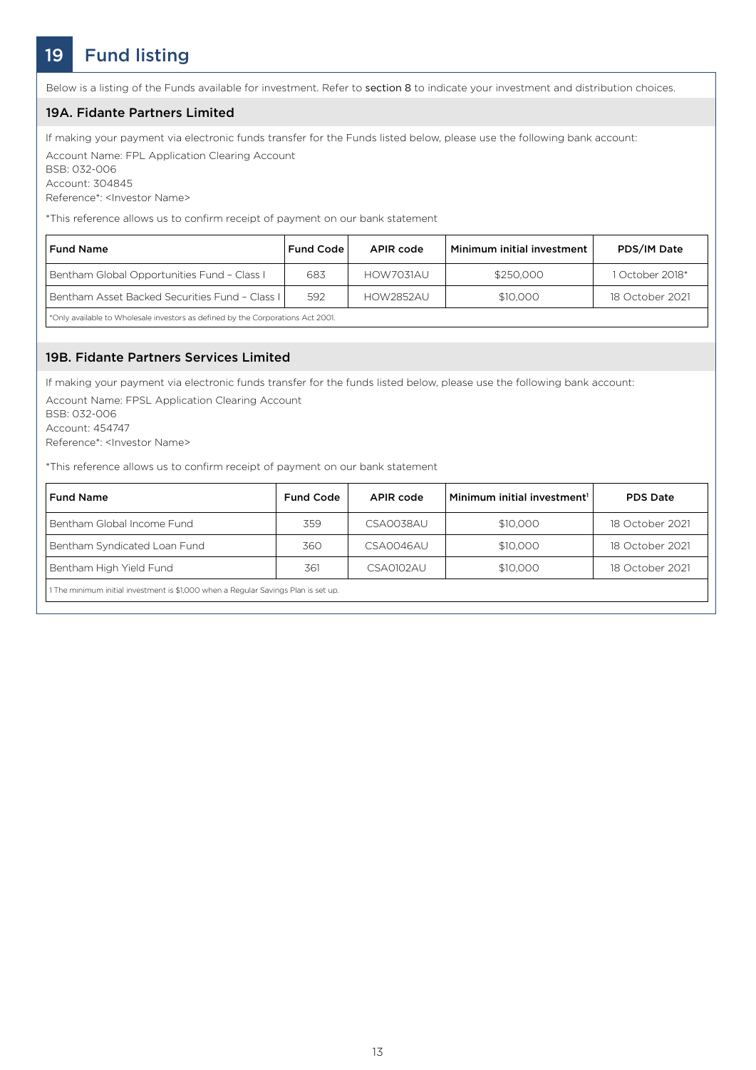# 19 Fund listing

Below is a listing of the Funds available for investment. Refer to section 8 to indicate your investment and distribution choices.

## 19A. Fidante Partners Limited

If making your payment via electronic funds transfer for the Funds listed below, please use the following bank account:

Account Name: FPL Application Clearing Account
BSB: 032-006
Account: 304845
Reference*: <Investor Name>

*This reference allows us to confirm receipt of payment on our bank statement

| Fund Name | Fund Code | APIR code | Minimum initial investment | PDS/IM Date |
|---|---|---|---|---|
| Bentham Global Opportunities Fund – Class I | 683 | HOW7031AU | $250,000 | 1 October 2018* |
| Bentham Asset Backed Securities Fund – Class I | 592 | HOW2852AU | $10,000 | 18 October 2021 |

*Only available to Wholesale investors as defined by the Corporations Act 2001.

## 19B. Fidante Partners Services Limited

If making your payment via electronic funds transfer for the funds listed below, please use the following bank account:

Account Name: FPSL Application Clearing Account
BSB: 032-006
Account: 454747
Reference*: <Investor Name>

*This reference allows us to confirm receipt of payment on our bank statement

| Fund Name | Fund Code | APIR code | Minimum initial investment[1] | PDS Date |
|---|---|---|---|---|
| Bentham Global Income Fund | 359 | CSA0038AU | $10,000 | 18 October 2021 |
| Bentham Syndicated Loan Fund | 360 | CSA0046AU | $10,000 | 18 October 2021 |
| Bentham High Yield Fund | 361 | CSA0102AU | $10,000 | 18 October 2021 |

1 The minimum initial investment is $1,000 when a Regular Savings Plan is set up.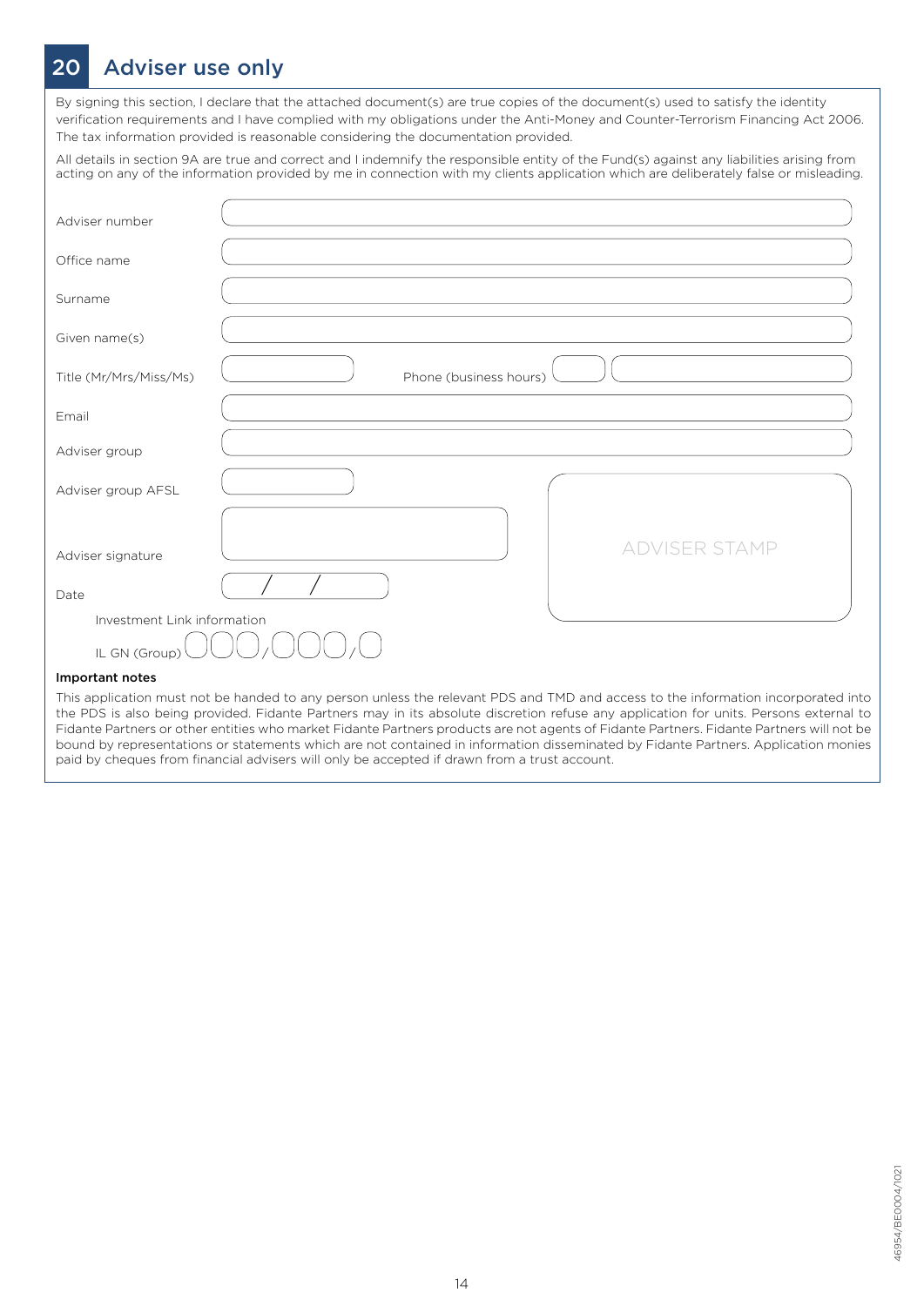## 20 Adviser use only

By signing this section, I declare that the attached document(s) are true copies of the document(s) used to satisfy the identity verification requirements and I have complied with my obligations under the Anti-Money and Counter-Terrorism Financing Act 2006. The tax information provided is reasonable considering the documentation provided.

All details in section 9A are true and correct and I indemnify the responsible entity of the Fund(s) against any liabilities arising from acting on any of the information provided by me in connection with my clients application which are deliberately false or misleading.

Adviser number

Office name

Surname

Given name(s)

Title (Mr/Mrs/Miss/Ms)

Phone (business hours)

Email

Adviser group

Adviser group AFSL

Adviser signature

ADVISER STAMP

Date / /

Investment Link information

IL GN (Group) / /

**Important notes**

This application must not be handed to any person unless the relevant PDS and TMD and access to the information incorporated into the PDS is also being provided. Fidante Partners may in its absolute discretion refuse any application for units. Persons external to Fidante Partners or other entities who market Fidante Partners products are not agents of Fidante Partners. Fidante Partners will not be bound by representations or statements which are not contained in information disseminated by Fidante Partners. Application monies paid by cheques from financial advisers will only be accepted if drawn from a trust account.

46954/BE0004/1021